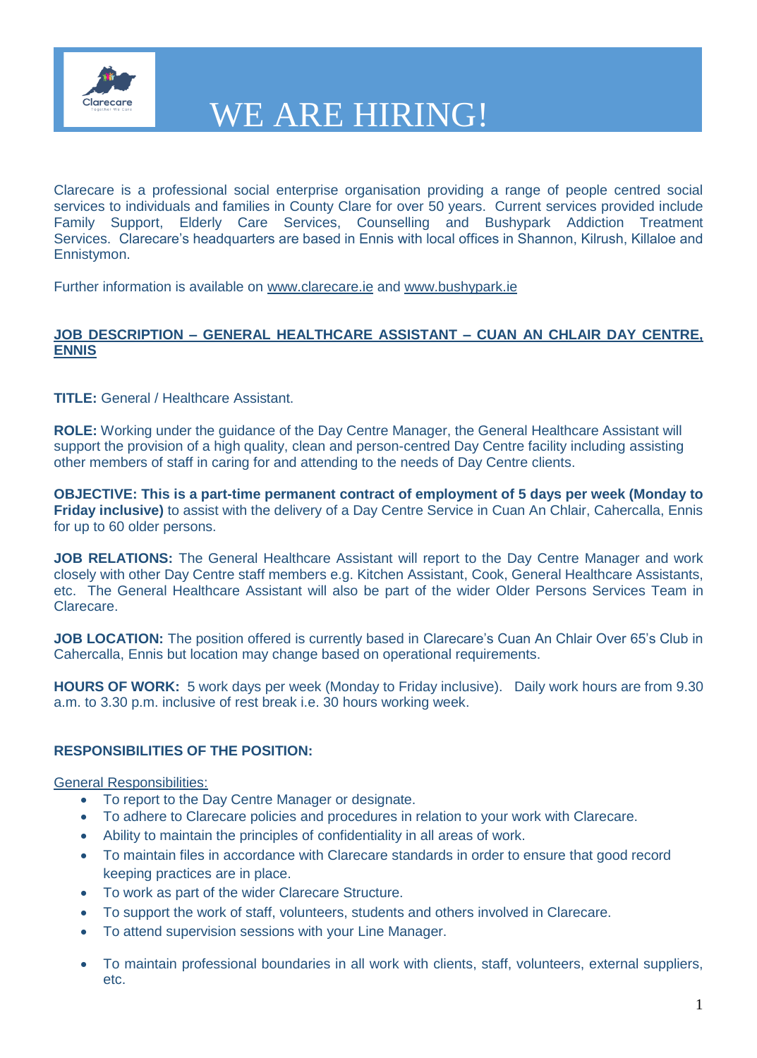# WE ARE HIRING!

Clarecare is a professional social enterprise organisation providing a range of people centred social services to individuals and families in County Clare for over 50 years. Current services provided include Family Support, Elderly Care Services, Counselling and Bushypark Addiction Treatment Services. Clarecare's headquarters are based in Ennis with local offices in Shannon, Kilrush, Killaloe and Ennistymon.

Further information is available on www.clarecare.ie and www.bushypark.ie

## JOB DESCRIPTION – GENERAL HEALTHCARE ASSISTANT – CUAN AN CHLAIR DAY CENTRE, ENNIS

**TITLE:** General / Healthcare Assistant.

**ROLE:** Working under the guidance of the Day Centre Manager, the General Healthcare Assistant will support the provision of a high quality, clean and person-centred Day Centre facility including assisting other members of staff in caring for and attending to the needs of Day Centre clients.

**OBJECTIVE: This is a part-time permanent contract of employment of 5 days per week (Monday to Friday inclusive)** to assist with the delivery of a Day Centre Service in Cuan An Chlair, Cahercalla, Ennis for up to 60 older persons.

**JOB RELATIONS:** The General Healthcare Assistant will report to the Day Centre Manager and work closely with other Day Centre staff members e.g. Kitchen Assistant, Cook, General Healthcare Assistants, etc. The General Healthcare Assistant will also be part of the wider Older Persons Services Team in Clarecare.

**JOB LOCATION:** The position offered is currently based in Clarecare's Cuan An Chlair Over 65's Club in Cahercalla, Ennis but location may change based on operational requirements.

**HOURS OF WORK:** 5 work days per week (Monday to Friday inclusive). Daily work hours are from 9.30 a.m. to 3.30 p.m. inclusive of rest break i.e. 30 hours working week.

### RESPONSIBILITIES OF THE POSITION:

General Responsibilities:

- To report to the Day Centre Manager or designate.
- To adhere to Clarecare policies and procedures in relation to your work with Clarecare.
- Ability to maintain the principles of confidentiality in all areas of work.
- To maintain files in accordance with Clarecare standards in order to ensure that good record keeping practices are in place.
- To work as part of the wider Clarecare Structure.
- To support the work of staff, volunteers, students and others involved in Clarecare.
- To attend supervision sessions with your Line Manager.
- To maintain professional boundaries in all work with clients, staff, volunteers, external suppliers, etc.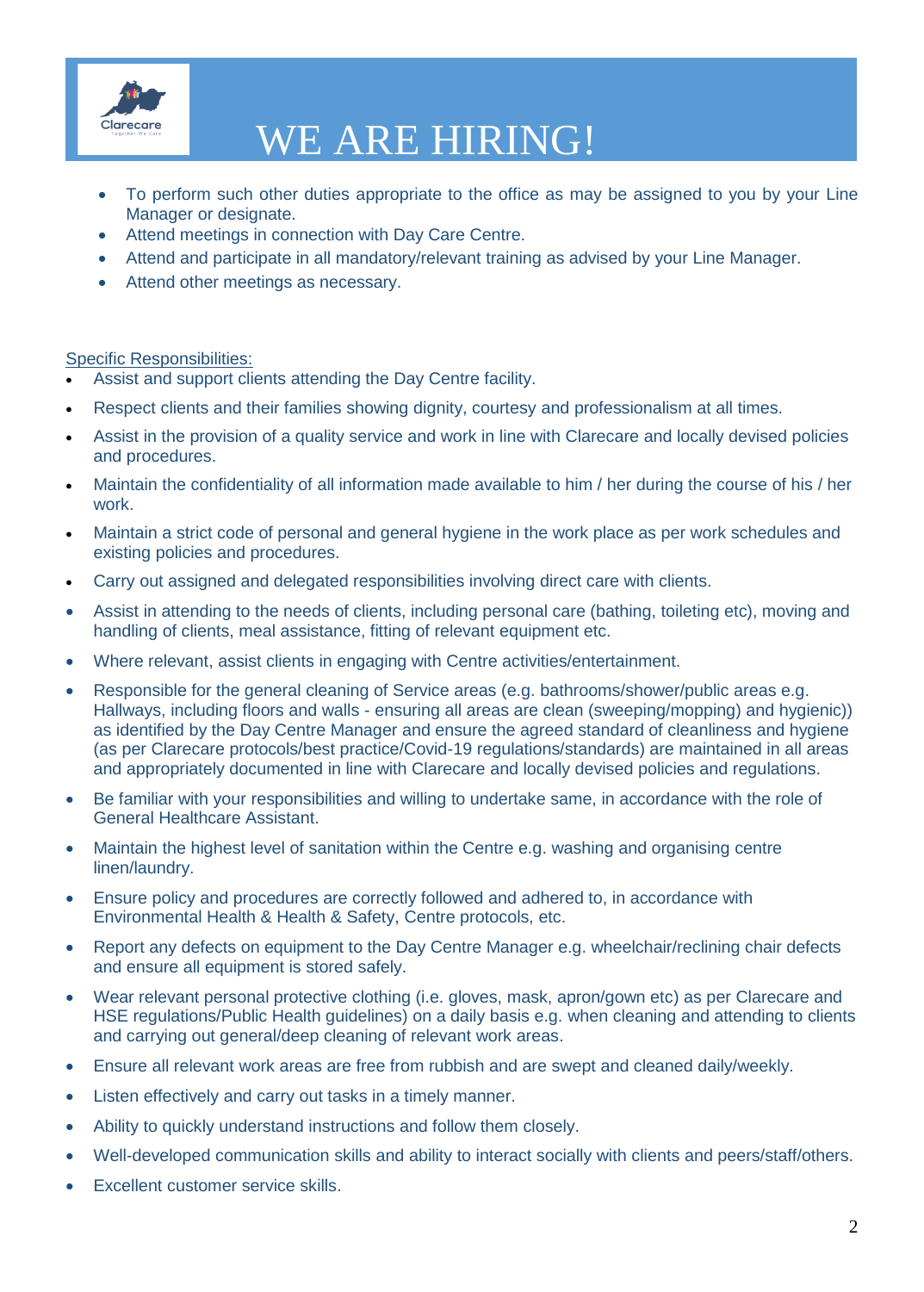# WE ARE HIRING!

- To perform such other duties appropriate to the office as may be assigned to you by your Line Manager or designate.
- Attend meetings in connection with Day Care Centre.
- Attend and participate in all mandatory/relevant training as advised by your Line Manager.
- Attend other meetings as necessary.

Specific Responsibilities:

- Assist and support clients attending the Day Centre facility.
- Respect clients and their families showing dignity, courtesy and professionalism at all times.
- Assist in the provision of a quality service and work in line with Clarecare and locally devised policies and procedures.
- Maintain the confidentiality of all information made available to him / her during the course of his / her work.
- Maintain a strict code of personal and general hygiene in the work place as per work schedules and existing policies and procedures.
- Carry out assigned and delegated responsibilities involving direct care with clients.
- Assist in attending to the needs of clients, including personal care (bathing, toileting etc), moving and handling of clients, meal assistance, fitting of relevant equipment etc.
- Where relevant, assist clients in engaging with Centre activities/entertainment.
- Responsible for the general cleaning of Service areas (e.g. bathrooms/shower/public areas e.g. Hallways, including floors and walls - ensuring all areas are clean (sweeping/mopping) and hygienic)) as identified by the Day Centre Manager and ensure the agreed standard of cleanliness and hygiene (as per Clarecare protocols/best practice/Covid-19 regulations/standards) are maintained in all areas and appropriately documented in line with Clarecare and locally devised policies and regulations.
- Be familiar with your responsibilities and willing to undertake same, in accordance with the role of General Healthcare Assistant.
- Maintain the highest level of sanitation within the Centre e.g. washing and organising centre linen/laundry.
- Ensure policy and procedures are correctly followed and adhered to, in accordance with Environmental Health & Health & Safety, Centre protocols, etc.
- Report any defects on equipment to the Day Centre Manager e.g. wheelchair/reclining chair defects and ensure all equipment is stored safely.
- Wear relevant personal protective clothing (i.e. gloves, mask, apron/gown etc) as per Clarecare and HSE regulations/Public Health guidelines) on a daily basis e.g. when cleaning and attending to clients and carrying out general/deep cleaning of relevant work areas.
- Ensure all relevant work areas are free from rubbish and are swept and cleaned daily/weekly.
- Listen effectively and carry out tasks in a timely manner.
- Ability to quickly understand instructions and follow them closely.
- Well-developed communication skills and ability to interact socially with clients and peers/staff/others.
- Excellent customer service skills.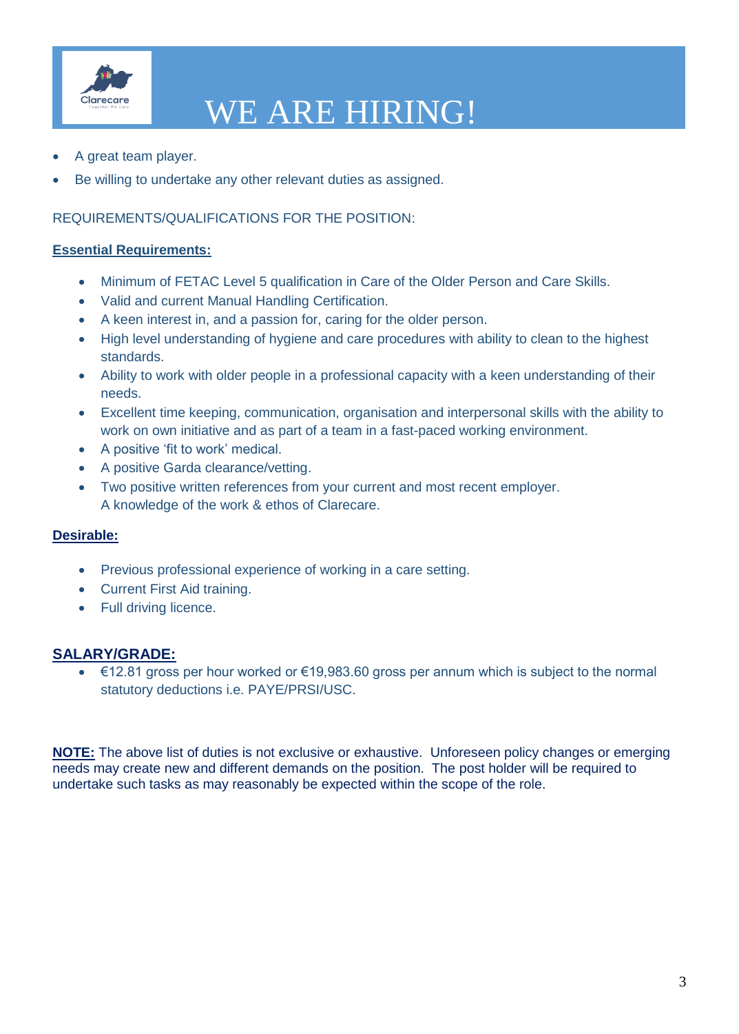# WE ARE HIRING!

- A great team player.
- Be willing to undertake any other relevant duties as assigned.

REQUIREMENTS/QUALIFICATIONS FOR THE POSITION:

**Essential Requirements:**

- Minimum of FETAC Level 5 qualification in Care of the Older Person and Care Skills.
- Valid and current Manual Handling Certification.
- A keen interest in, and a passion for, caring for the older person.
- High level understanding of hygiene and care procedures with ability to clean to the highest standards.
- Ability to work with older people in a professional capacity with a keen understanding of their needs.
- Excellent time keeping, communication, organisation and interpersonal skills with the ability to work on own initiative and as part of a team in a fast-paced working environment.
- A positive 'fit to work' medical.
- A positive Garda clearance/vetting.
- Two positive written references from your current and most recent employer.
  A knowledge of the work & ethos of Clarecare.

**Desirable:**

- Previous professional experience of working in a care setting.
- Current First Aid training.
- Full driving licence.

**SALARY/GRADE:**

- €12.81 gross per hour worked or €19,983.60 gross per annum which is subject to the normal statutory deductions i.e. PAYE/PRSI/USC.

**NOTE:** The above list of duties is not exclusive or exhaustive. Unforeseen policy changes or emerging needs may create new and different demands on the position. The post holder will be required to undertake such tasks as may reasonably be expected within the scope of the role.